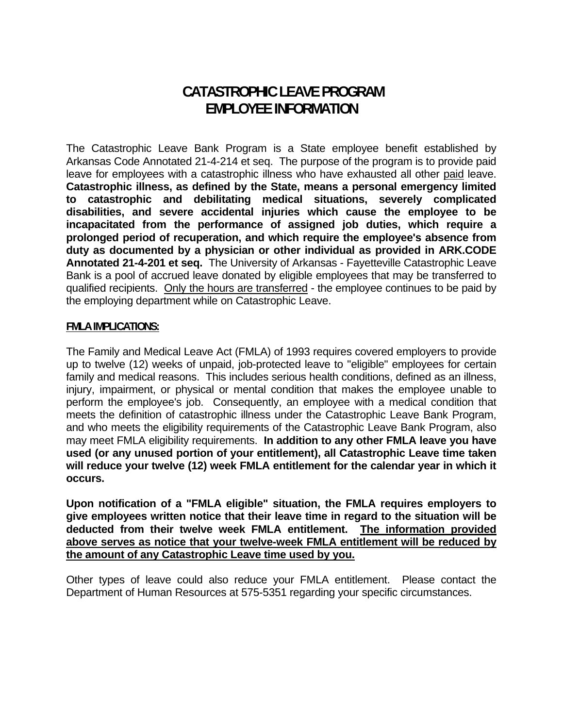# CATASTROPHIC LEAVE PROGRAM
# EMPLOYEE INFORMATION

The Catastrophic Leave Bank Program is a State employee benefit established by Arkansas Code Annotated 21-4-214 et seq. The purpose of the program is to provide paid leave for employees with a catastrophic illness who have exhausted all other <u>paid</u> leave. **Catastrophic illness, as defined by the State, means a personal emergency limited to catastrophic and debilitating medical situations, severely complicated disabilities, and severe accidental injuries which cause the employee to be incapacitated from the performance of assigned job duties, which require a prolonged period of recuperation, and which require the employee's absence from duty as documented by a physician or other individual as provided in ARK.CODE Annotated 21-4-201 et seq.** The University of Arkansas - Fayetteville Catastrophic Leave Bank is a pool of accrued leave donated by eligible employees that may be transferred to qualified recipients. <u>Only the hours are transferred</u> - the employee continues to be paid by the employing department while on Catastrophic Leave.

## FMLA IMPLICATIONS:

The Family and Medical Leave Act (FMLA) of 1993 requires covered employers to provide up to twelve (12) weeks of unpaid, job-protected leave to "eligible" employees for certain family and medical reasons. This includes serious health conditions, defined as an illness, injury, impairment, or physical or mental condition that makes the employee unable to perform the employee's job. Consequently, an employee with a medical condition that meets the definition of catastrophic illness under the Catastrophic Leave Bank Program, and who meets the eligibility requirements of the Catastrophic Leave Bank Program, also may meet FMLA eligibility requirements. **In addition to any other FMLA leave you have used (or any unused portion of your entitlement), all Catastrophic Leave time taken will reduce your twelve (12) week FMLA entitlement for the calendar year in which it occurs.**

**Upon notification of a "FMLA eligible" situation, the FMLA requires employers to give employees written notice that their leave time in regard to the situation will be deducted from their twelve week FMLA entitlement. <u>The information provided above serves as notice that your twelve-week FMLA entitlement will be reduced by the amount of any Catastrophic Leave time used by you.</u>**

Other types of leave could also reduce your FMLA entitlement. Please contact the Department of Human Resources at 575-5351 regarding your specific circumstances.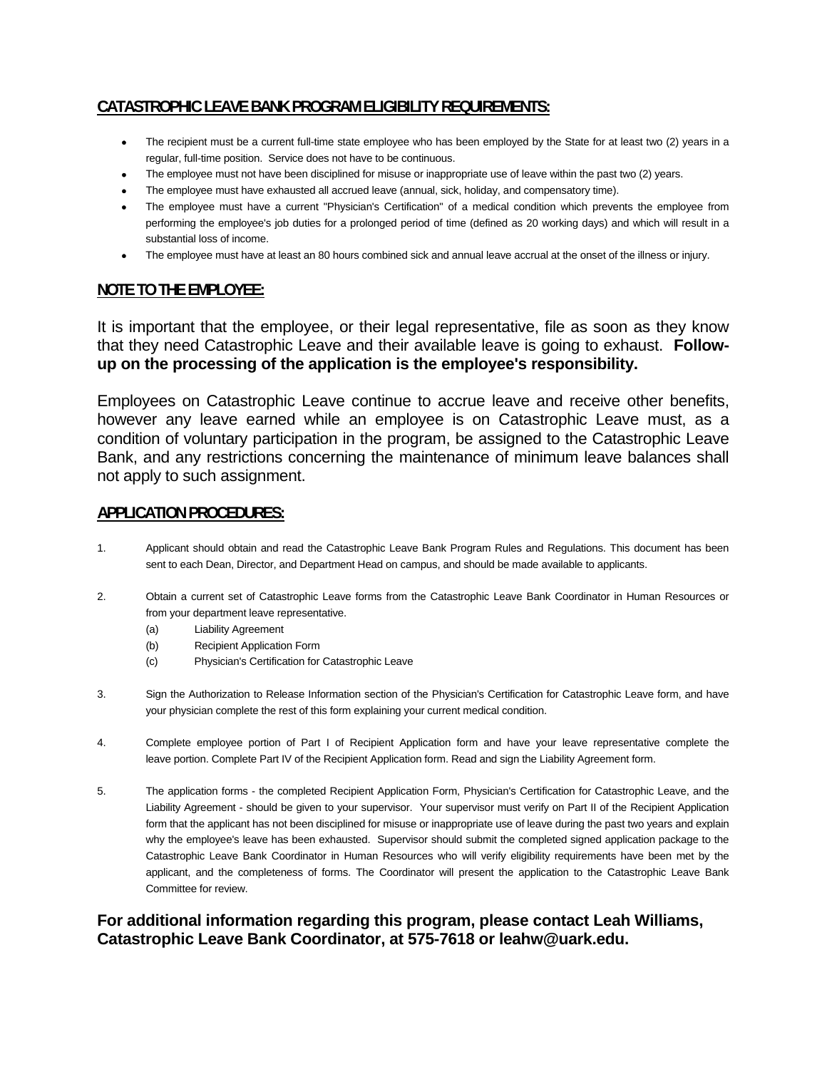## CATASTROPHIC LEAVE BANK PROGRAM ELIGIBILITY REQUIREMENTS:

- The recipient must be a current full-time state employee who has been employed by the State for at least two (2) years in a regular, full-time position. Service does not have to be continuous.
- The employee must not have been disciplined for misuse or inappropriate use of leave within the past two (2) years.
- The employee must have exhausted all accrued leave (annual, sick, holiday, and compensatory time).
- The employee must have a current "Physician's Certification" of a medical condition which prevents the employee from performing the employee's job duties for a prolonged period of time (defined as 20 working days) and which will result in a substantial loss of income.
- The employee must have at least an 80 hours combined sick and annual leave accrual at the onset of the illness or injury.

## NOTE TO THE EMPLOYEE:

It is important that the employee, or their legal representative, file as soon as they know that they need Catastrophic Leave and their available leave is going to exhaust. **Follow-up on the processing of the application is the employee's responsibility.**

Employees on Catastrophic Leave continue to accrue leave and receive other benefits, however any leave earned while an employee is on Catastrophic Leave must, as a condition of voluntary participation in the program, be assigned to the Catastrophic Leave Bank, and any restrictions concerning the maintenance of minimum leave balances shall not apply to such assignment.

## APPLICATION PROCEDURES:

1. Applicant should obtain and read the Catastrophic Leave Bank Program Rules and Regulations. This document has been sent to each Dean, Director, and Department Head on campus, and should be made available to applicants.

2. Obtain a current set of Catastrophic Leave forms from the Catastrophic Leave Bank Coordinator in Human Resources or from your department leave representative.
   - (a) Liability Agreement
   - (b) Recipient Application Form
   - (c) Physician's Certification for Catastrophic Leave

3. Sign the Authorization to Release Information section of the Physician's Certification for Catastrophic Leave form, and have your physician complete the rest of this form explaining your current medical condition.

4. Complete employee portion of Part I of Recipient Application form and have your leave representative complete the leave portion. Complete Part IV of the Recipient Application form. Read and sign the Liability Agreement form.

5. The application forms - the completed Recipient Application Form, Physician's Certification for Catastrophic Leave, and the Liability Agreement - should be given to your supervisor. Your supervisor must verify on Part II of the Recipient Application form that the applicant has not been disciplined for misuse or inappropriate use of leave during the past two years and explain why the employee's leave has been exhausted. Supervisor should submit the completed signed application package to the Catastrophic Leave Bank Coordinator in Human Resources who will verify eligibility requirements have been met by the applicant, and the completeness of forms. The Coordinator will present the application to the Catastrophic Leave Bank Committee for review.

**For additional information regarding this program, please contact Leah Williams, Catastrophic Leave Bank Coordinator, at 575-7618 or leahw@uark.edu.**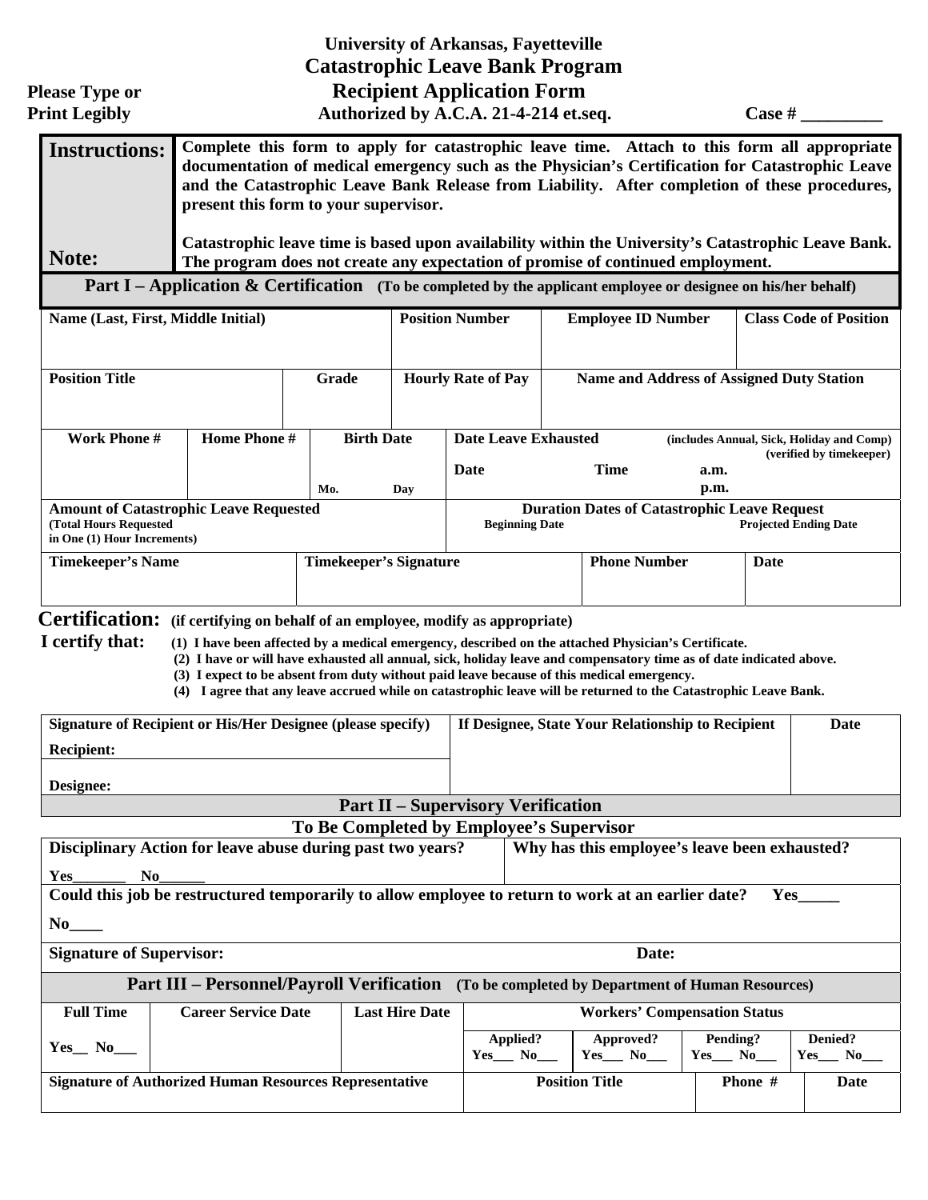# University of Arkansas, Fayetteville
# Catastrophic Leave Bank Program
# Recipient Application Form

**Please Type or Print Legibly**

**Authorized by A.C.A. 21-4-214 et.seq.**

**Case # _________**

| | |
|---|---|
| **Instructions:** | **Complete this form to apply for catastrophic leave time. Attach to this form all appropriate documentation of medical emergency such as the Physician's Certification for Catastrophic Leave and the Catastrophic Leave Bank Release from Liability. After completion of these procedures, present this form to your supervisor.** |
| **Note:** | **Catastrophic leave time is based upon availability within the University's Catastrophic Leave Bank. The program does not create any expectation of promise of continued employment.** |

## Part I – Application & Certification (To be completed by the applicant employee or designee on his/her behalf)

| Name (Last, First, Middle Initial) | Position Number | Employee ID Number | Class Code of Position |
|---|---|---|---|
| | | | |

| Position Title | Grade | Hourly Rate of Pay | Name and Address of Assigned Duty Station |
|---|---|---|---|
| | | | |

| Work Phone # | Home Phone # | Birth Date | Date Leave Exhausted (includes Annual, Sick, Holiday and Comp) (verified by timekeeper) |
|---|---|---|---|
| | | Mo. Day | Date Time a.m. p.m. |

| Amount of Catastrophic Leave Requested (Total Hours Requested in One (1) Hour Increments) | Duration Dates of Catastrophic Leave Request | |
|---|---|---|
| | Beginning Date | Projected Ending Date |

| Timekeeper's Name | Timekeeper's Signature | Phone Number | Date |
|---|---|---|---|
| | | | |

**Certification:** **(if certifying on behalf of an employee, modify as appropriate)**

**I certify that:**

**(1) I have been affected by a medical emergency, described on the attached Physician's Certificate.**
**(2) I have or will have exhausted all annual, sick, holiday leave and compensatory time as of date indicated above.**
**(3) I expect to be absent from duty without paid leave because of this medical emergency.**
**(4) I agree that any leave accrued while on catastrophic leave will be returned to the Catastrophic Leave Bank.**

| Signature of Recipient or His/Her Designee (please specify) | If Designee, State Your Relationship to Recipient | Date |
|---|---|---|
| Recipient: | | |
| Designee: | | |

## Part II – Supervisory Verification
### To Be Completed by Employee's Supervisor

| Disciplinary Action for leave abuse during past two years? | Why has this employee's leave been exhausted? |
|---|---|
| Yes_______ No______ | |

**Could this job be restructured temporarily to allow employee to return to work at an earlier date? Yes_____ No____**

**Signature of Supervisor:** **Date:**

## Part III – Personnel/Payroll Verification (To be completed by Department of Human Resources)

| Full Time | Career Service Date | Last Hire Date | Workers' Compensation Status | | | |
|---|---|---|---|---|---|---|
| | | | Applied? | Approved? | Pending? | Denied? |
| Yes__ No___ | | | Yes___ No___ | Yes___ No___ | Yes___ No___ | Yes___ No___ |

| Signature of Authorized Human Resources Representative | Position Title | Phone # | Date |
|---|---|---|---|
| | | | |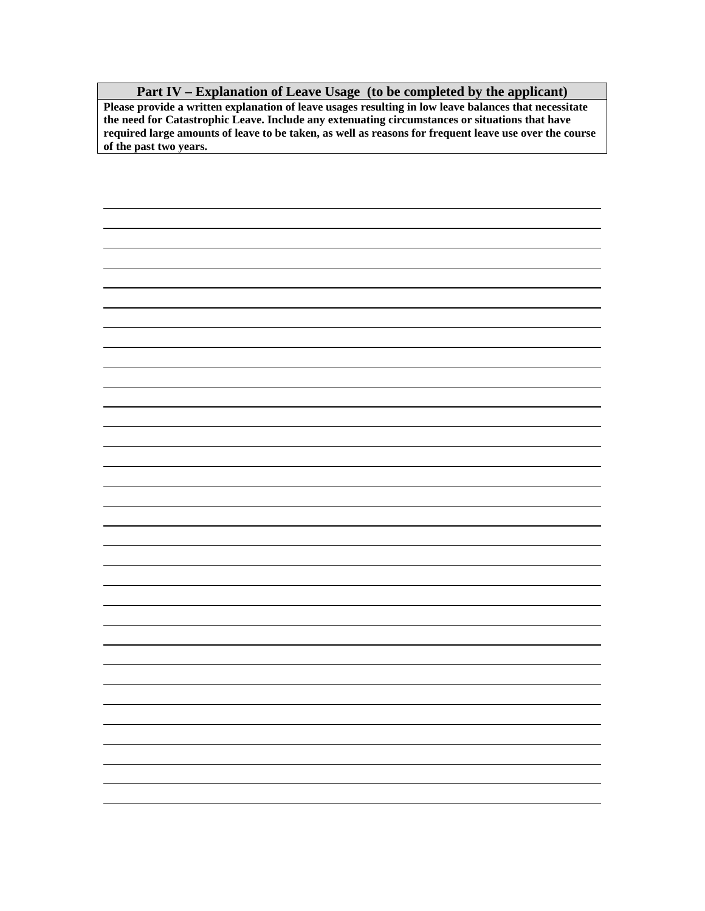## Part IV – Explanation of Leave Usage (to be completed by the applicant)

**Please provide a written explanation of leave usages resulting in low leave balances that necessitate the need for Catastrophic Leave. Include any extenuating circumstances or situations that have required large amounts of leave to be taken, as well as reasons for frequent leave use over the course of the past two years.**